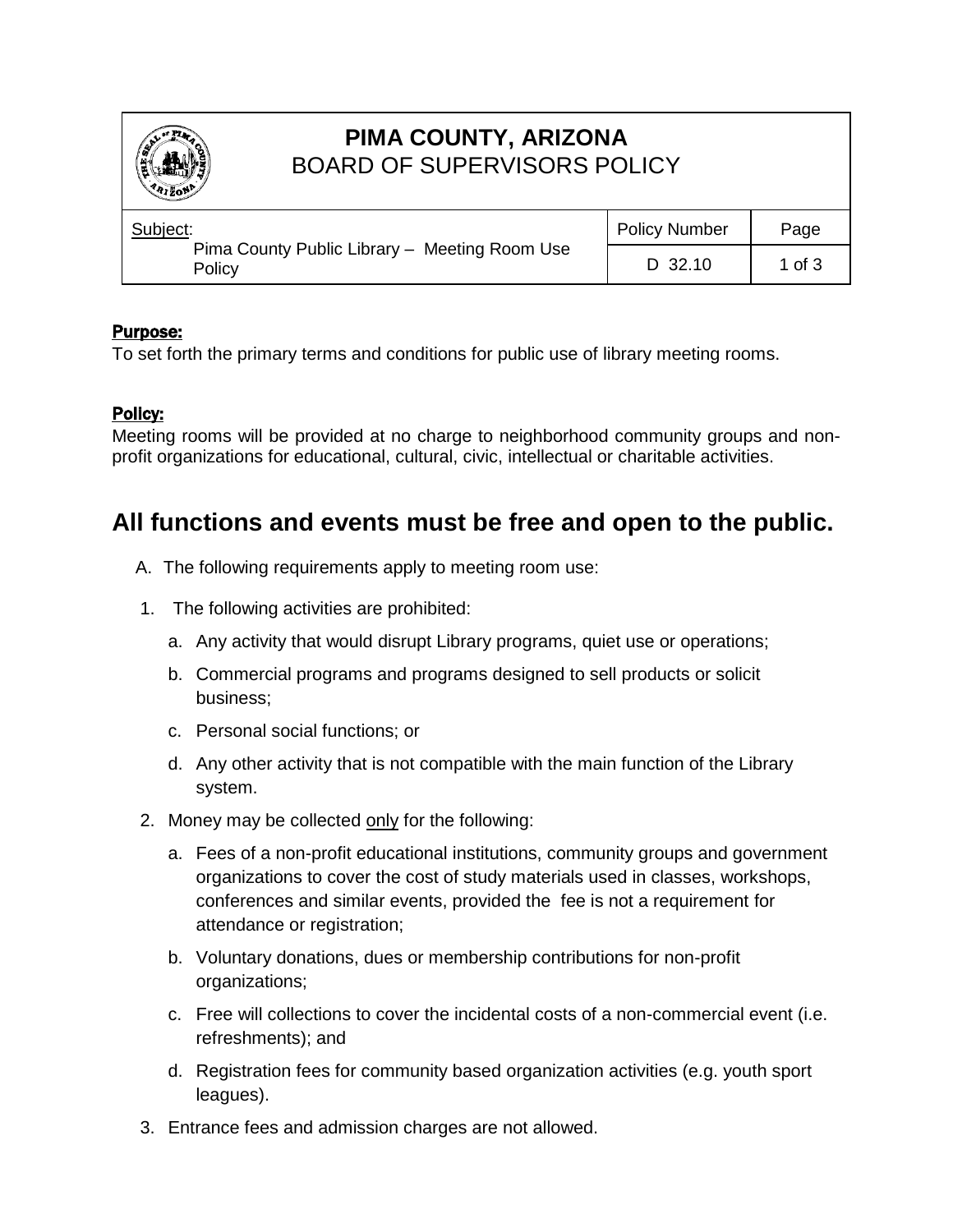# PIMA COUNTY, ARIZONA
## BOARD OF SUPERVISORS POLICY

| Subject: | Policy Number | Page |
| --- | --- | --- |
| Pima County Public Library – Meeting Room Use Policy | D 32.10 | 1 of 3 |

**Purpose:**

To set forth the primary terms and conditions for public use of library meeting rooms.

**Policy:**

Meeting rooms will be provided at no charge to neighborhood community groups and non-profit organizations for educational, cultural, civic, intellectual or charitable activities.

## All functions and events must be free and open to the public.

A. The following requirements apply to meeting room use:

1. The following activities are prohibited:
   a. Any activity that would disrupt Library programs, quiet use or operations;
   b. Commercial programs and programs designed to sell products or solicit business;
   c. Personal social functions; or
   d. Any other activity that is not compatible with the main function of the Library system.
2. Money may be collected only for the following:
   a. Fees of a non-profit educational institutions, community groups and government organizations to cover the cost of study materials used in classes, workshops, conferences and similar events, provided the fee is not a requirement for attendance or registration;
   b. Voluntary donations, dues or membership contributions for non-profit organizations;
   c. Free will collections to cover the incidental costs of a non-commercial event (i.e. refreshments); and
   d. Registration fees for community based organization activities (e.g. youth sport leagues).
3. Entrance fees and admission charges are not allowed.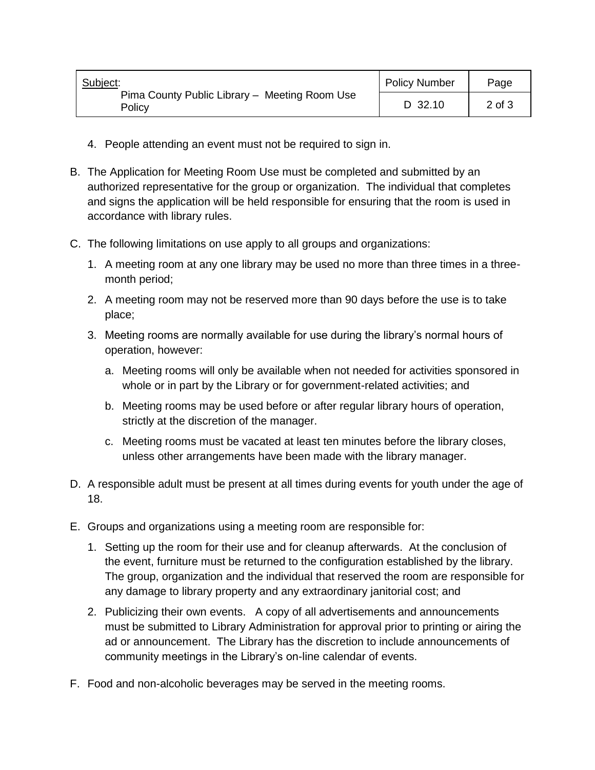4. People attending an event must not be required to sign in.

B. The Application for Meeting Room Use must be completed and submitted by an authorized representative for the group or organization. The individual that completes and signs the application will be held responsible for ensuring that the room is used in accordance with library rules.

C. The following limitations on use apply to all groups and organizations:

   1. A meeting room at any one library may be used no more than three times in a three-month period;
   2. A meeting room may not be reserved more than 90 days before the use is to take place;
   3. Meeting rooms are normally available for use during the library's normal hours of operation, however:
      a. Meeting rooms will only be available when not needed for activities sponsored in whole or in part by the Library or for government-related activities; and
      b. Meeting rooms may be used before or after regular library hours of operation, strictly at the discretion of the manager.
      c. Meeting rooms must be vacated at least ten minutes before the library closes, unless other arrangements have been made with the library manager.

D. A responsible adult must be present at all times during events for youth under the age of 18.

E. Groups and organizations using a meeting room are responsible for:

   1. Setting up the room for their use and for cleanup afterwards. At the conclusion of the event, furniture must be returned to the configuration established by the library. The group, organization and the individual that reserved the room are responsible for any damage to library property and any extraordinary janitorial cost; and
   2. Publicizing their own events. A copy of all advertisements and announcements must be submitted to Library Administration for approval prior to printing or airing the ad or announcement. The Library has the discretion to include announcements of community meetings in the Library's on-line calendar of events.

F. Food and non-alcoholic beverages may be served in the meeting rooms.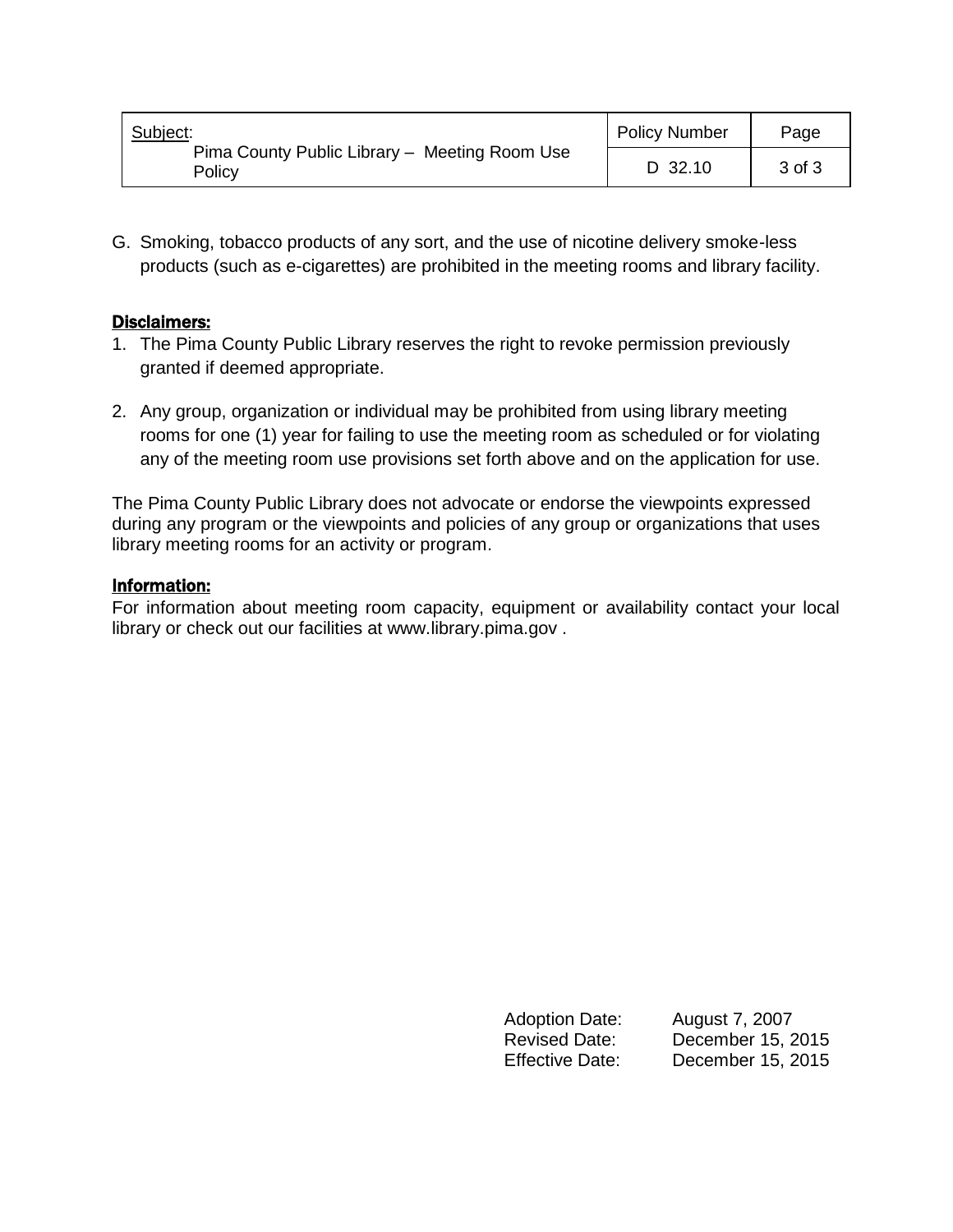G. Smoking, tobacco products of any sort, and the use of nicotine delivery smoke-less products (such as e-cigarettes) are prohibited in the meeting rooms and library facility.

**Disclaimers:**

1. The Pima County Public Library reserves the right to revoke permission previously granted if deemed appropriate.

2. Any group, organization or individual may be prohibited from using library meeting rooms for one (1) year for failing to use the meeting room as scheduled or for violating any of the meeting room use provisions set forth above and on the application for use.

The Pima County Public Library does not advocate or endorse the viewpoints expressed during any program or the viewpoints and policies of any group or organizations that uses library meeting rooms for an activity or program.

**Information:**

For information about meeting room capacity, equipment or availability contact your local library or check out our facilities at www.library.pima.gov .

| | |
|---|---|
| Adoption Date: | August 7, 2007 |
| Revised Date: | December 15, 2015 |
| Effective Date: | December 15, 2015 |